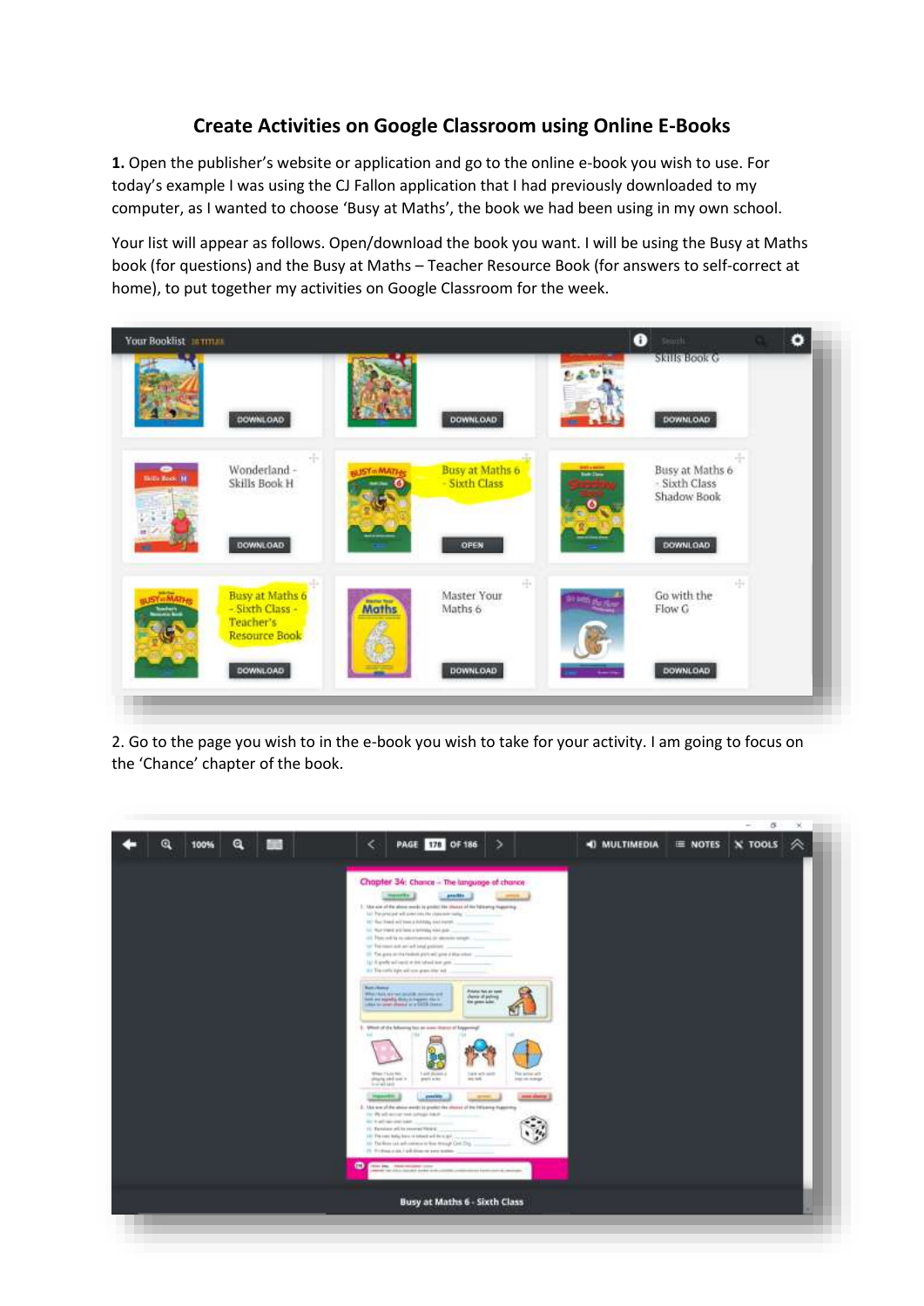# Create Activities on Google Classroom using Online E-Books

**1.** Open the publisher's website or application and go to the online e-book you wish to use. For today's example I was using the CJ Fallon application that I had previously downloaded to my computer, as I wanted to choose 'Busy at Maths', the book we had been using in my own school.

Your list will appear as follows. Open/download the book you want. I will be using the Busy at Maths book (for questions) and the Busy at Maths – Teacher Resource Book (for answers to self-correct at home), to put together my activities on Google Classroom for the week.

2. Go to the page you wish to in the e-book you wish to take for your activity. I am going to focus on the 'Chance' chapter of the book.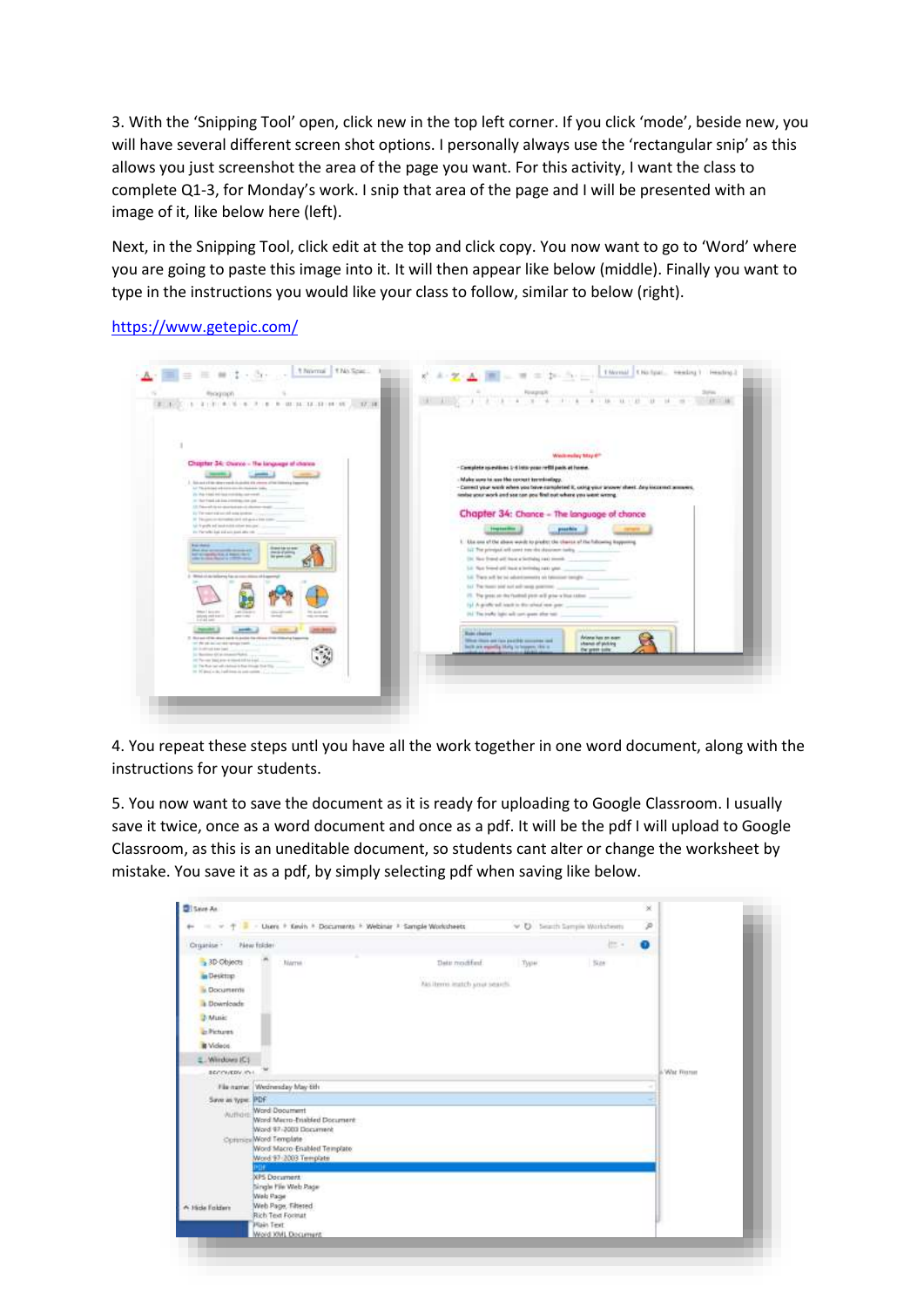3. With the 'Snipping Tool' open, click new in the top left corner. If you click 'mode', beside new, you will have several different screen shot options. I personally always use the 'rectangular snip' as this allows you just screenshot the area of the page you want. For this activity, I want the class to complete Q1-3, for Monday's work. I snip that area of the page and I will be presented with an image of it, like below here (left).

Next, in the Snipping Tool, click edit at the top and click copy. You now want to go to 'Word' where you are going to paste this image into it. It will then appear like below (middle). Finally you want to type in the instructions you would like your class to follow, similar to below (right).

[https://www.getepic.com/](https://www.getepic.com/)

4. You repeat these steps untl you have all the work together in one word document, along with the instructions for your students.

5. You now want to save the document as it is ready for uploading to Google Classroom. I usually save it twice, once as a word document and once as a pdf. It will be the pdf I will upload to Google Classroom, as this is an uneditable document, so students cant alter or change the worksheet by mistake. You save it as a pdf, by simply selecting pdf when saving like below.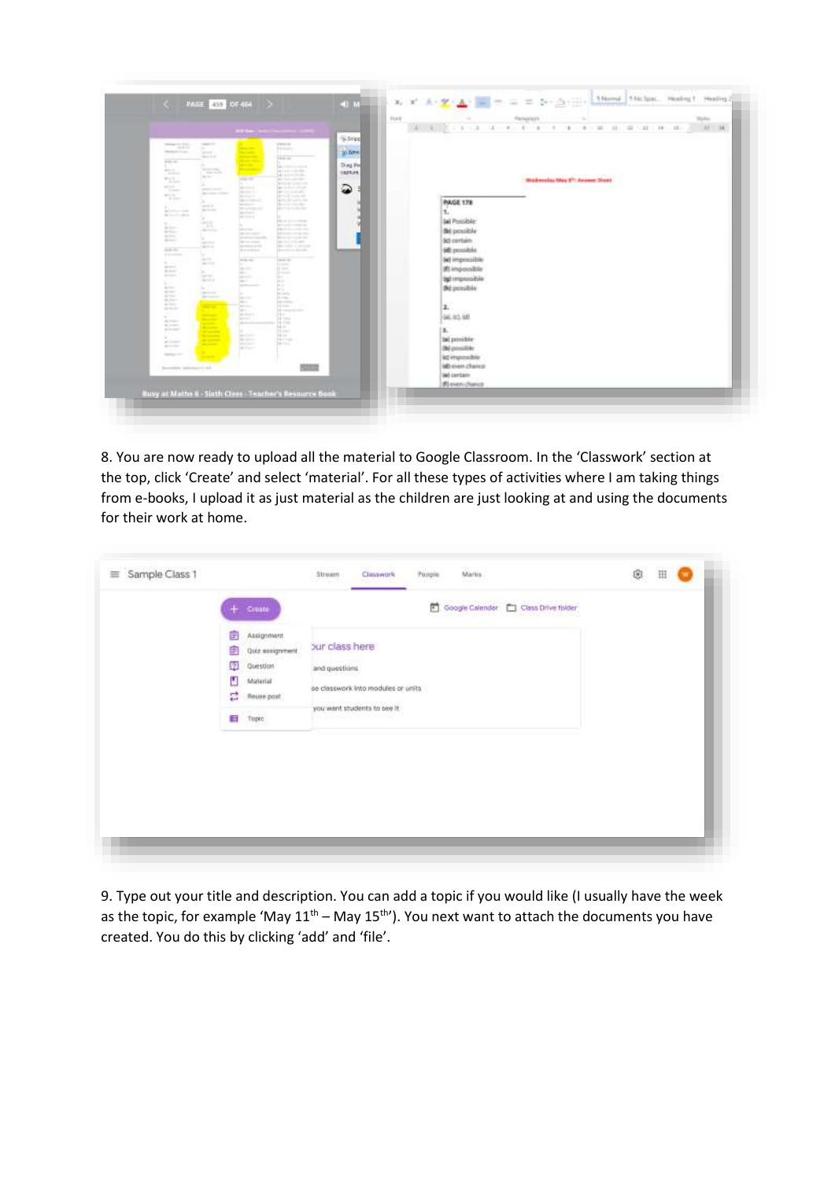8. You are now ready to upload all the material to Google Classroom. In the 'Classwork' section at the top, click 'Create' and select 'material'. For all these types of activities where I am taking things from e-books, I upload it as just material as the children are just looking at and using the documents for their work at home.

9. Type out your title and description. You can add a topic if you would like (I usually have the week as the topic, for example 'May 11th – May 15th'). You next want to attach the documents you have created. You do this by clicking 'add' and 'file'.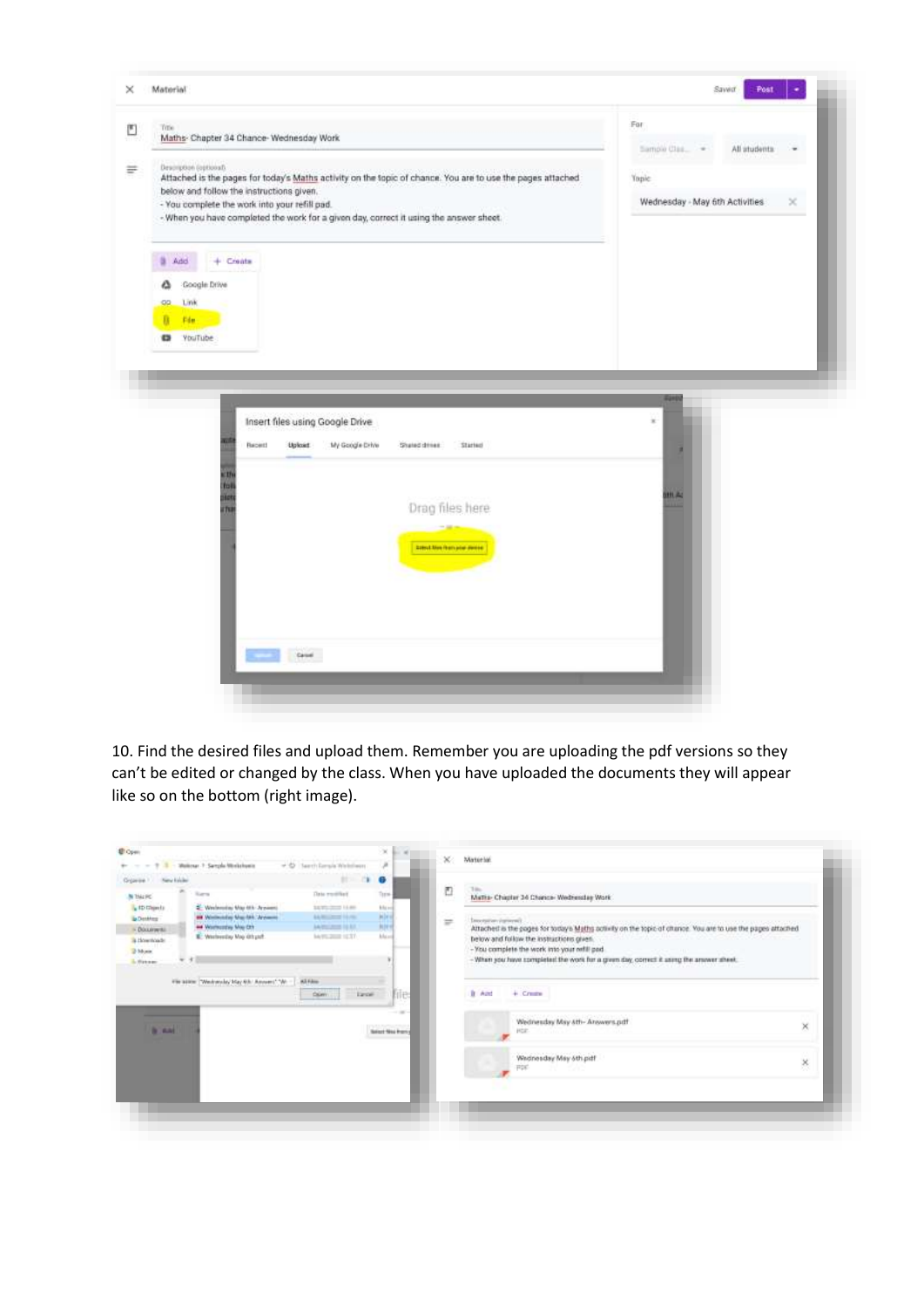10. Find the desired files and upload them. Remember you are uploading the pdf versions so they can't be edited or changed by the class. When you have uploaded the documents they will appear like so on the bottom (right image).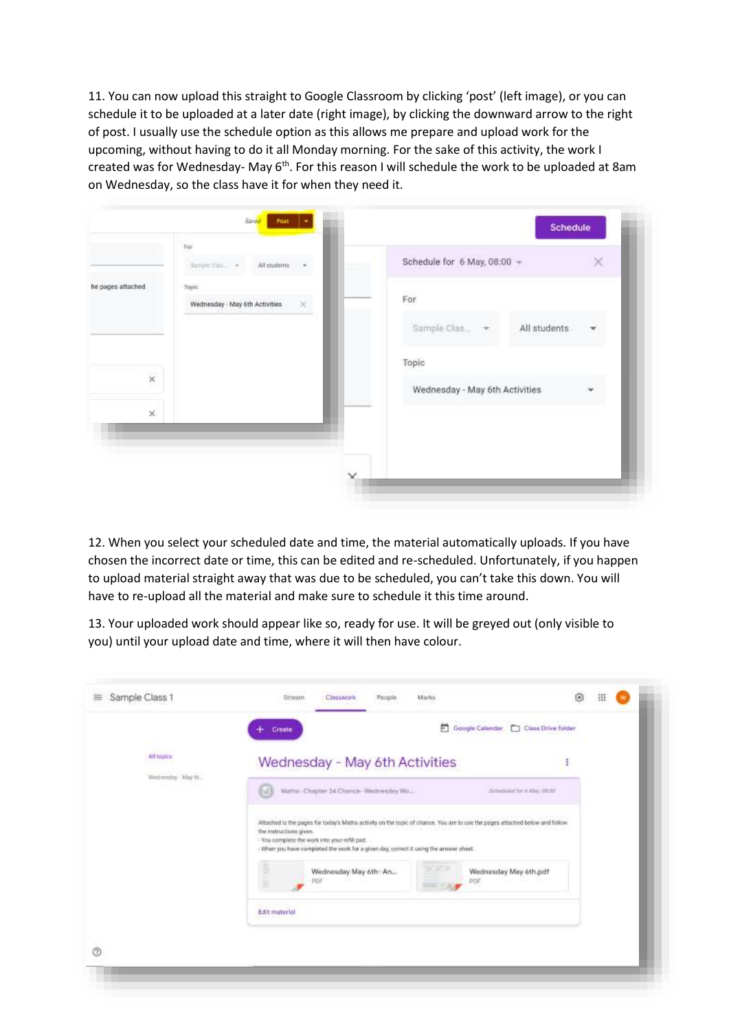11. You can now upload this straight to Google Classroom by clicking 'post' (left image), or you can schedule it to be uploaded at a later date (right image), by clicking the downward arrow to the right of post. I usually use the schedule option as this allows me prepare and upload work for the upcoming, without having to do it all Monday morning. For the sake of this activity, the work I created was for Wednesday- May 6th. For this reason I will schedule the work to be uploaded at 8am on Wednesday, so the class have it for when they need it.

12. When you select your scheduled date and time, the material automatically uploads. If you have chosen the incorrect date or time, this can be edited and re-scheduled. Unfortunately, if you happen to upload material straight away that was due to be scheduled, you can't take this down. You will have to re-upload all the material and make sure to schedule it this time around.

13. Your uploaded work should appear like so, ready for use. It will be greyed out (only visible to you) until your upload date and time, where it will then have colour.